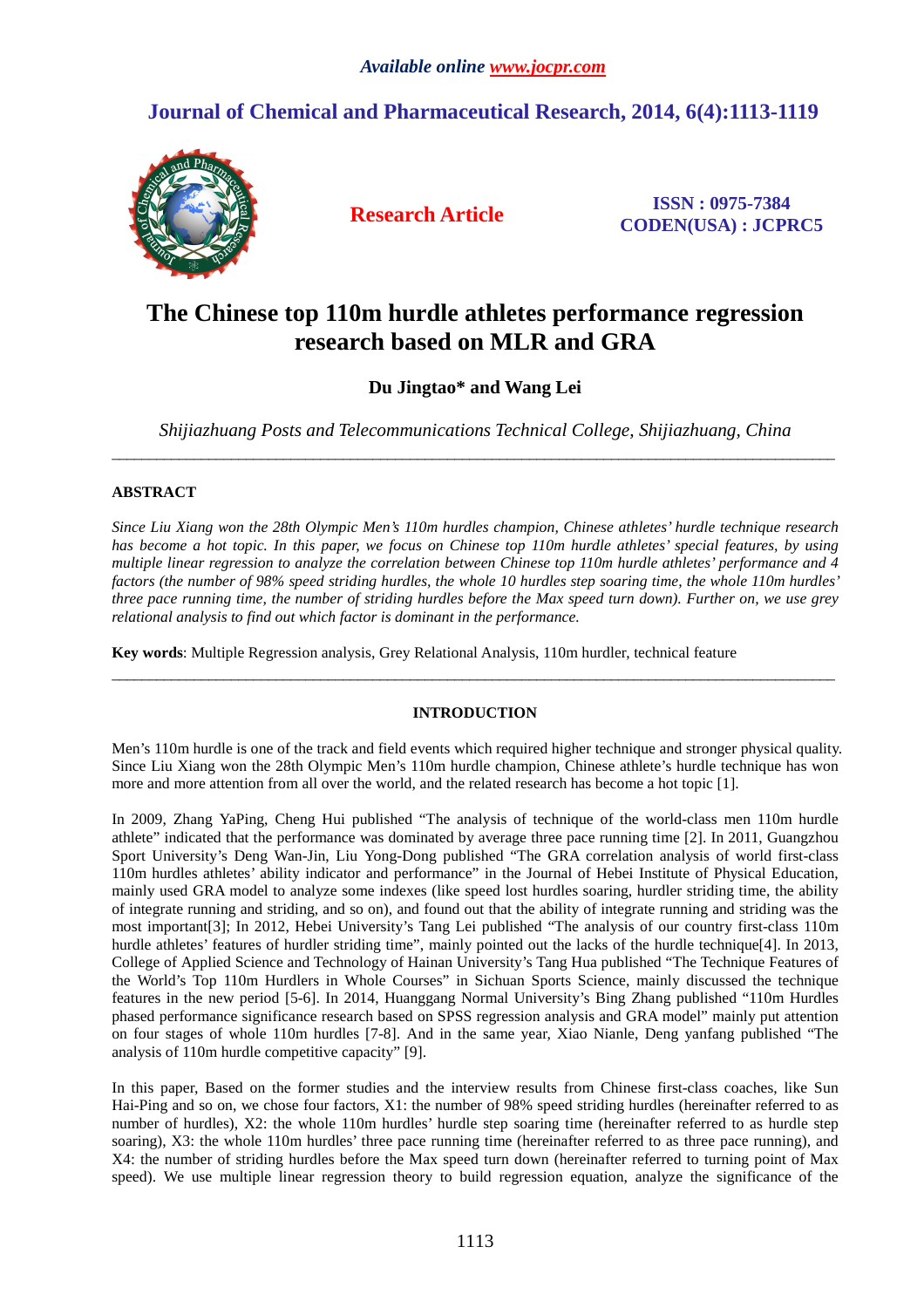*Available online www.jocpr.com*

# Journal of Chemical and Pharmaceutical Research, 2014, 6(4):1113-1119

**Research Article**

**ISSN : 0975-7384**
**CODEN(USA) : JCPRC5**

# The Chinese top 110m hurdle athletes performance regression research based on MLR and GRA

**Du Jingtao* and Wang Lei**

*Shijiazhuang Posts and Telecommunications Technical College, Shijiazhuang, China*

---

## ABSTRACT

*Since Liu Xiang won the 28th Olympic Men's 110m hurdles champion, Chinese athletes' hurdle technique research has become a hot topic. In this paper, we focus on Chinese top 110m hurdle athletes' special features, by using multiple linear regression to analyze the correlation between Chinese top 110m hurdle athletes' performance and 4 factors (the number of 98% speed striding hurdles, the whole 10 hurdles step soaring time, the whole 110m hurdles' three pace running time, the number of striding hurdles before the Max speed turn down). Further on, we use grey relational analysis to find out which factor is dominant in the performance.*

**Key words**: Multiple Regression analysis, Grey Relational Analysis, 110m hurdler, technical feature

---

## INTRODUCTION

Men's 110m hurdle is one of the track and field events which required higher technique and stronger physical quality. Since Liu Xiang won the 28th Olympic Men's 110m hurdle champion, Chinese athlete's hurdle technique has won more and more attention from all over the world, and the related research has become a hot topic [1].

In 2009, Zhang YaPing, Cheng Hui published "The analysis of technique of the world-class men 110m hurdle athlete" indicated that the performance was dominated by average three pace running time [2]. In 2011, Guangzhou Sport University's Deng Wan-Jin, Liu Yong-Dong published "The GRA correlation analysis of world first-class 110m hurdles athletes' ability indicator and performance" in the Journal of Hebei Institute of Physical Education, mainly used GRA model to analyze some indexes (like speed lost hurdles soaring, hurdler striding time, the ability of integrate running and striding, and so on), and found out that the ability of integrate running and striding was the most important[3]; In 2012, Hebei University's Tang Lei published "The analysis of our country first-class 110m hurdle athletes' features of hurdler striding time", mainly pointed out the lacks of the hurdle technique[4]. In 2013, College of Applied Science and Technology of Hainan University's Tang Hua published "The Technique Features of the World's Top 110m Hurdlers in Whole Courses" in Sichuan Sports Science, mainly discussed the technique features in the new period [5-6]. In 2014, Huanggang Normal University's Bing Zhang published "110m Hurdles phased performance significance research based on SPSS regression analysis and GRA model" mainly put attention on four stages of whole 110m hurdles [7-8]. And in the same year, Xiao Nianle, Deng yanfang published "The analysis of 110m hurdle competitive capacity" [9].

In this paper, Based on the former studies and the interview results from Chinese first-class coaches, like Sun Hai-Ping and so on, we chose four factors, X1: the number of 98% speed striding hurdles (hereinafter referred to as number of hurdles), X2: the whole 110m hurdles' hurdle step soaring time (hereinafter referred to as hurdle step soaring), X3: the whole 110m hurdles' three pace running time (hereinafter referred to as three pace running), and X4: the number of striding hurdles before the Max speed turn down (hereinafter referred to as turning point of Max speed). We use multiple linear regression theory to build regression equation, analyze the significance of the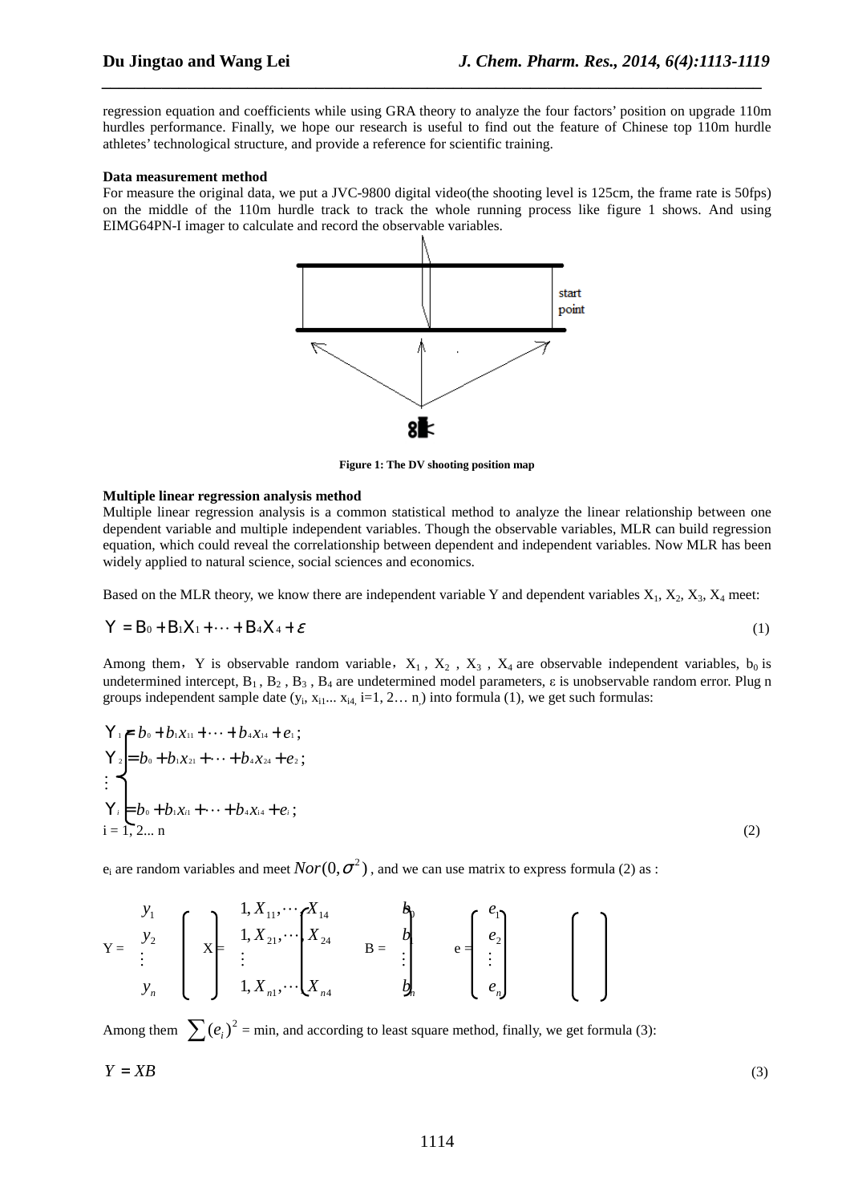regression equation and coefficients while using GRA theory to analyze the four factors' position on upgrade 110m hurdles performance. Finally, we hope our research is useful to find out the feature of Chinese top 110m hurdle athletes' technological structure, and provide a reference for scientific training.

**Data measurement method**

For measure the original data, we put a JVC-9800 digital video(the shooting level is 125cm, the frame rate is 50fps) on the middle of the 110m hurdle track to track the whole running process like figure 1 shows. And using EIMG64PN-I imager to calculate and record the observable variables.

**Figure 1: The DV shooting position map**

**Multiple linear regression analysis method**

Multiple linear regression analysis is a common statistical method to analyze the linear relationship between one dependent variable and multiple independent variables. Though the observable variables, MLR can build regression equation, which could reveal the correlationship between dependent and independent variables. Now MLR has been widely applied to natural science, social sciences and economics.

Based on the MLR theory, we know there are independent variable Y and dependent variables $X_1$, $X_2$, $X_3$, $X_4$ meet:

$$Y = B_0 + B_1X_1 + \cdots + B_4X_4 + \varepsilon \tag{1}$$

Among them, Y is observable random variable, $X_1$ , $X_2$ , $X_3$ , $X_4$ are observable independent variables, $b_0$ is undetermined intercept, $B_1$ , $B_2$ , $B_3$ , $B_4$ are undetermined model parameters, ε is unobservable random error. Plug n groups independent sample date ($y_i$, $x_{i1}$... $x_{i4}$, i=1, 2… n) into formula (1), we get such formulas:

$$\begin{cases} Y_1 = b_0 + b_1x_{11} + \cdots + b_4x_{14} + e_1; \\ Y_2 = b_0 + b_1x_{21} + \cdots + b_4x_{24} + e_2; \\ \vdots \\ Y_i = b_0 + b_1x_{i1} + \cdots + b_4x_{i4} + e_i; \end{cases}$$

$$i = 1, 2... n \tag{2}$$

$e_i$ are random variables and meet $Nor(0, \sigma^2)$ , and we can use matrix to express formula (2) as :

$$Y = \begin{pmatrix} y_1 \\ y_2 \\ \vdots \\ y_n \end{pmatrix} \quad X = \begin{pmatrix} 1, X_{11}, \cdots, X_{14} \\ 1, X_{21}, \cdots, X_{24} \\ \vdots \\ 1, X_{n1}, \cdots, X_{n4} \end{pmatrix} \quad B = \begin{pmatrix} b_0 \\ b_1 \\ \vdots \\ b_n \end{pmatrix} \quad e = \begin{pmatrix} e_1 \\ e_2 \\ \vdots \\ e_n \end{pmatrix}$$

Among them $\sum (e_i)^2$ = min, and according to least square method, finally, we get formula (3):

$$Y = XB \tag{3}$$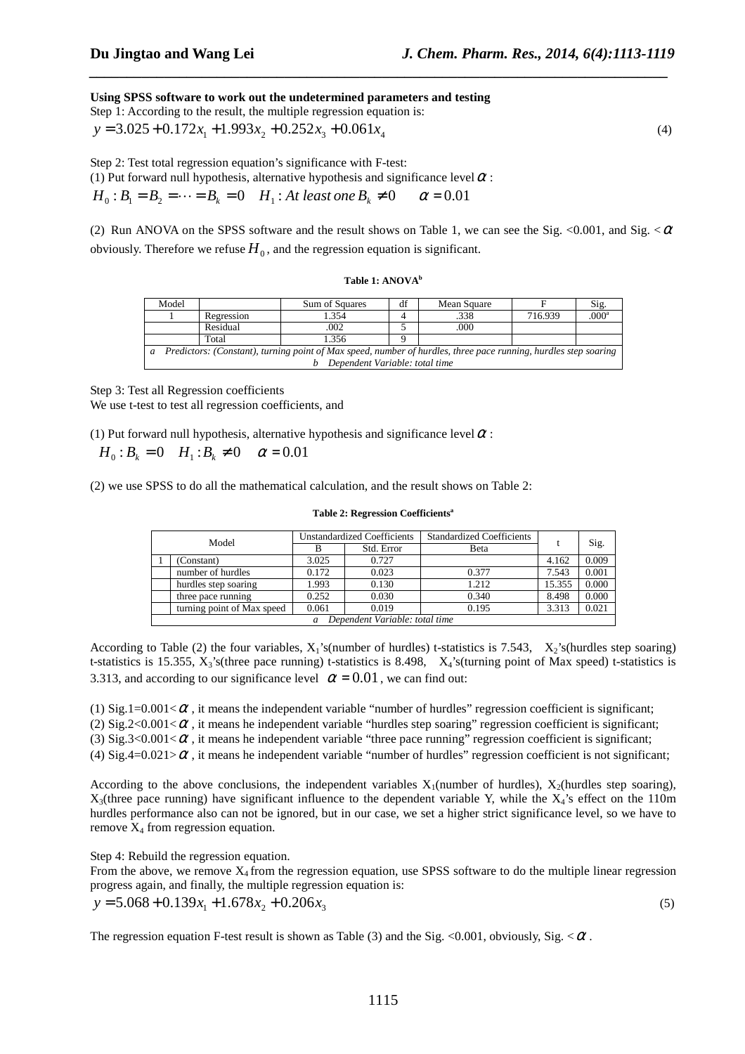**Using SPSS software to work out the undetermined parameters and testing**

Step 1: According to the result, the multiple regression equation is:

$$y = 3.025 + 0.172x_1 + 1.993x_2 + 0.252x_3 + 0.061x_4 \quad (4)$$

Step 2: Test total regression equation's significance with F-test:

(1) Put forward null hypothesis, alternative hypothesis and significance level $\alpha$ :

$$H_0 : B_1 = B_2 = \cdots = B_k = 0 \quad H_1 : At\ least\ one\ B_k \neq 0 \quad \alpha = 0.01$$

(2) Run ANOVA on the SPSS software and the result shows on Table 1, we can see the Sig. <0.001, and Sig. < $\alpha$ obviously. Therefore we refuse $H_0$, and the regression equation is significant.

**Table 1: ANOVA[b]**

| Model | | Sum of Squares | df | Mean Square | F | Sig. |
|---|---|---|---|---|---|---|
| 1 | Regression | 1.354 | 4 | .338 | 716.939 | .000[a] |
| | Residual | .002 | 5 | .000 | | |
| | Total | 1.356 | 9 | | | |

*a Predictors: (Constant), turning point of Max speed, number of hurdles, three pace running, hurdles step soaring*

*b Dependent Variable: total time*

Step 3: Test all Regression coefficients

We use t-test to test all regression coefficients, and

(1) Put forward null hypothesis, alternative hypothesis and significance level $\alpha$ :

$$H_0 : B_k = 0 \quad H_1 : B_k \neq 0 \quad \alpha = 0.01$$

(2) we use SPSS to do all the mathematical calculation, and the result shows on Table 2:

**Table 2: Regression Coefficients[a]**

| Model | | Unstandardized Coefficients | | Standardized Coefficients | t | Sig. |
|---|---|---|---|---|---|---|
| | | B | Std. Error | Beta | | |
| 1 | (Constant) | 3.025 | 0.727 | | 4.162 | 0.009 |
| | number of hurdles | 0.172 | 0.023 | 0.377 | 7.543 | 0.001 |
| | hurdles step soaring | 1.993 | 0.130 | 1.212 | 15.355 | 0.000 |
| | three pace running | 0.252 | 0.030 | 0.340 | 8.498 | 0.000 |
| | turning point of Max speed | 0.061 | 0.019 | 0.195 | 3.313 | 0.021 |

*a Dependent Variable: total time*

According to Table (2) the four variables, $X_1$'s(number of hurdles) t-statistics is 7.543, $X_2$'s(hurdles step soaring) t-statistics is 15.355, $X_3$'s(three pace running) t-statistics is 8.498, $X_4$'s(turning point of Max speed) t-statistics is 3.313, and according to our significance level $\alpha = 0.01$, we can find out:

(1) Sig.1=0.001< $\alpha$ , it means the independent variable "number of hurdles" regression coefficient is significant;
(2) Sig.2<0.001< $\alpha$ , it means he independent variable "hurdles step soaring" regression coefficient is significant;
(3) Sig.3<0.001< $\alpha$ , it means he independent variable "three pace running" regression coefficient is significant;
(4) Sig.4=0.021> $\alpha$ , it means he independent variable "number of hurdles" regression coefficient is not significant;

According to the above conclusions, the independent variables $X_1$(number of hurdles), $X_2$(hurdles step soaring), $X_3$(three pace running) have significant influence to the dependent variable Y, while the $X_4$'s effect on the 110m hurdles performance also can not be ignored, but in our case, we set a higher strict significance level, so we have to remove $X_4$ from regression equation.

Step 4: Rebuild the regression equation.

From the above, we remove $X_4$ from the regression equation, use SPSS software to do the multiple linear regression progress again, and finally, the multiple regression equation is:

$$y = 5.068 + 0.139x_1 + 1.678x_2 + 0.206x_3 \quad (5)$$

The regression equation F-test result is shown as Table (3) and the Sig. <0.001, obviously, Sig. < $\alpha$ .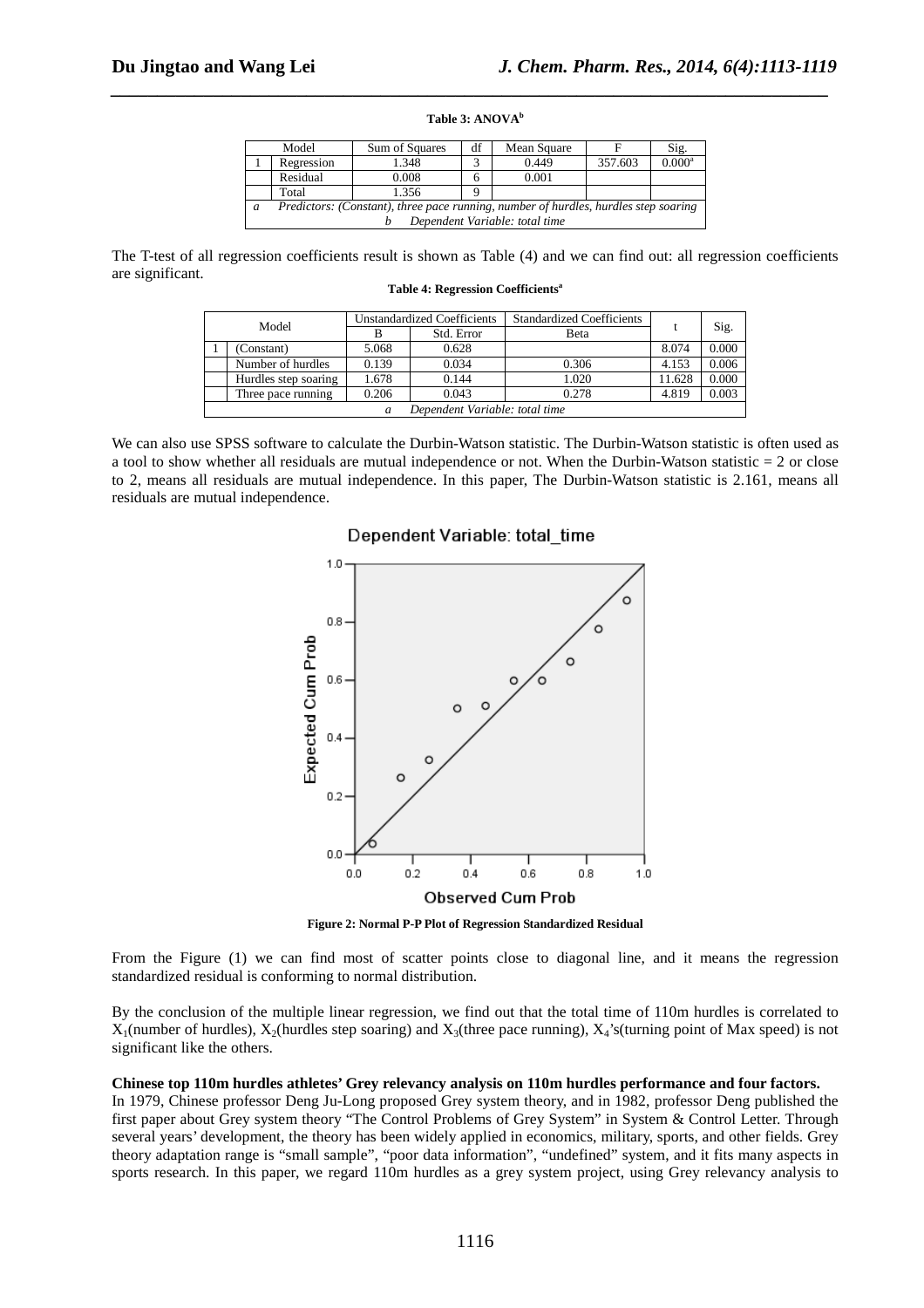**Table 3: ANOVA[b]**

| Model | | Sum of Squares | df | Mean Square | F | Sig. |
|---|---|---|---|---|---|---|
| 1 | Regression | 1.348 | 3 | 0.449 | 357.603 | 0.000[a] |
| | Residual | 0.008 | 6 | 0.001 | | |
| | Total | 1.356 | 9 | | | |

*a Predictors: (Constant), three pace running, number of hurdles, hurdles step soaring*
*b Dependent Variable: total time*

The T-test of all regression coefficients result is shown as Table (4) and we can find out: all regression coefficients are significant.

**Table 4: Regression Coefficients[a]**

| Model | | Unstandardized Coefficients | | Standardized Coefficients | t | Sig. |
|---|---|---|---|---|---|---|
| | | B | Std. Error | Beta | | |
| 1 | (Constant) | 5.068 | 0.628 | | 8.074 | 0.000 |
| | Number of hurdles | 0.139 | 0.034 | 0.306 | 4.153 | 0.006 |
| | Hurdles step soaring | 1.678 | 0.144 | 1.020 | 11.628 | 0.000 |
| | Three pace running | 0.206 | 0.043 | 0.278 | 4.819 | 0.003 |

*a Dependent Variable: total time*

We can also use SPSS software to calculate the Durbin-Watson statistic. The Durbin-Watson statistic is often used as a tool to show whether all residuals are mutual independence or not. When the Durbin-Watson statistic = 2 or close to 2, means all residuals are mutual independence. In this paper, The Durbin-Watson statistic is 2.161, means all residuals are mutual independence.

**Figure 2: Normal P-P Plot of Regression Standardized Residual**

From the Figure (1) we can find most of scatter points close to diagonal line, and it means the regression standardized residual is conforming to normal distribution.

By the conclusion of the multiple linear regression, we find out that the total time of 110m hurdles is correlated to $X_1$(number of hurdles), $X_2$(hurdles step soaring) and $X_3$(three pace running), $X_4$'s(turning point of Max speed) is not significant like the others.

**Chinese top 110m hurdles athletes' Grey relevancy analysis on 110m hurdles performance and four factors.**

In 1979, Chinese professor Deng Ju-Long proposed Grey system theory, and in 1982, professor Deng published the first paper about Grey system theory "The Control Problems of Grey System" in System & Control Letter. Through several years' development, the theory has been widely applied in economics, military, sports, and other fields. Grey theory adaptation range is "small sample", "poor data information", "undefined" system, and it fits many aspects in sports research. In this paper, we regard 110m hurdles as a grey system project, using Grey relevancy analysis to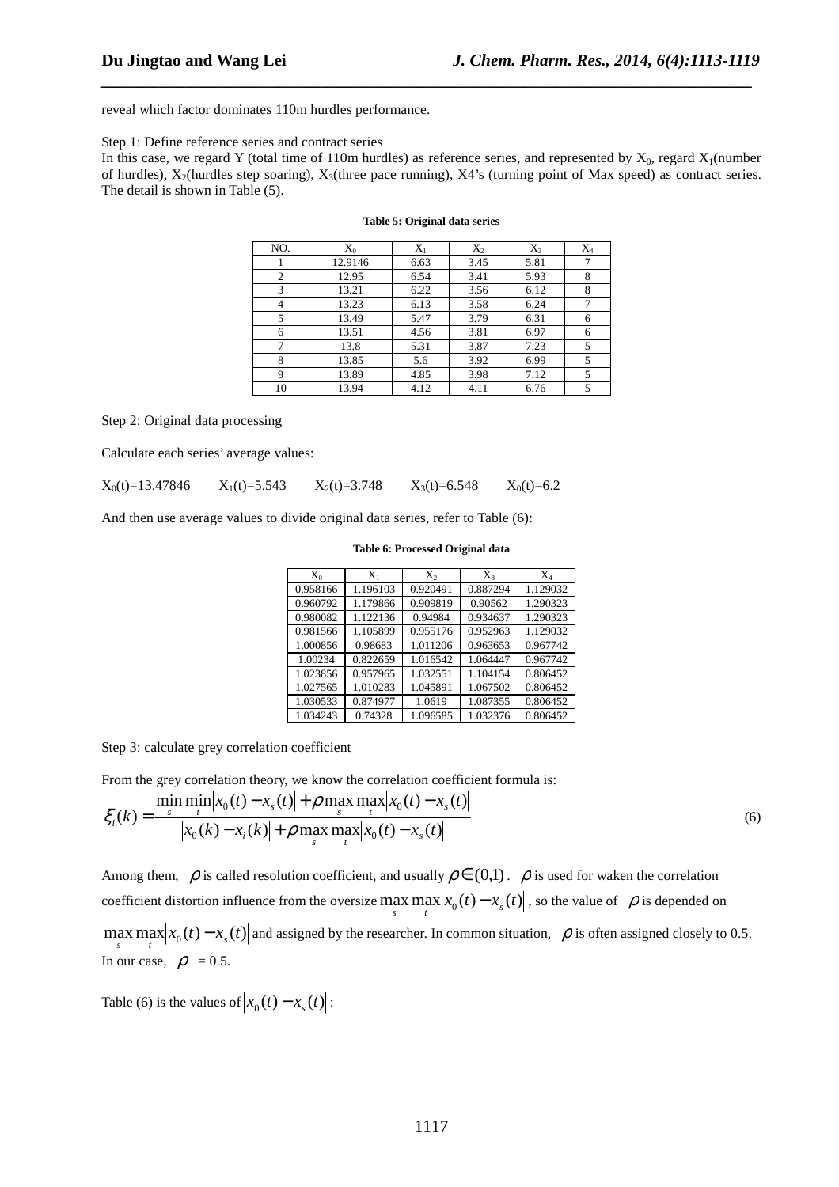reveal which factor dominates 110m hurdles performance.

Step 1: Define reference series and contract series

In this case, we regard Y (total time of 110m hurdles) as reference series, and represented by $X_0$, regard $X_1$(number of hurdles), $X_2$(hurdles step soaring), $X_3$(three pace running), X4's (turning point of Max speed) as contract series. The detail is shown in Table (5).

**Table 5: Original data series**

| NO. | $X_0$ | $X_1$ | $X_2$ | $X_3$ | $X_4$ |
|---|---|---|---|---|---|
| 1 | 12.9146 | 6.63 | 3.45 | 5.81 | 7 |
| 2 | 12.95 | 6.54 | 3.41 | 5.93 | 8 |
| 3 | 13.21 | 6.22 | 3.56 | 6.12 | 8 |
| 4 | 13.23 | 6.13 | 3.58 | 6.24 | 7 |
| 5 | 13.49 | 5.47 | 3.79 | 6.31 | 6 |
| 6 | 13.51 | 4.56 | 3.81 | 6.97 | 6 |
| 7 | 13.8 | 5.31 | 3.87 | 7.23 | 5 |
| 8 | 13.85 | 5.6 | 3.92 | 6.99 | 5 |
| 9 | 13.89 | 4.85 | 3.98 | 7.12 | 5 |
| 10 | 13.94 | 4.12 | 4.11 | 6.76 | 5 |

Step 2: Original data processing

Calculate each series' average values:

$X_0(t)$=13.47846 $X_1(t)$=5.543 $X_2(t)$=3.748 $X_3(t)$=6.548 $X_0(t)$=6.2

And then use average values to divide original data series, refer to Table (6):

**Table 6: Processed Original data**

| $X_0$ | $X_1$ | $X_2$ | $X_3$ | $X_4$ |
|---|---|---|---|---|
| 0.958166 | 1.196103 | 0.920491 | 0.887294 | 1.129032 |
| 0.960792 | 1.179866 | 0.909819 | 0.90562 | 1.290323 |
| 0.980082 | 1.122136 | 0.94984 | 0.934637 | 1.290323 |
| 0.981566 | 1.105899 | 0.955176 | 0.952963 | 1.129032 |
| 1.000856 | 0.98683 | 1.011206 | 0.963653 | 0.967742 |
| 1.00234 | 0.822659 | 1.016542 | 1.064447 | 0.967742 |
| 1.023856 | 0.957965 | 1.032551 | 1.104154 | 0.806452 |
| 1.027565 | 1.010283 | 1.045891 | 1.067502 | 0.806452 |
| 1.030533 | 0.874977 | 1.0619 | 1.087355 | 0.806452 |
| 1.034243 | 0.74328 | 1.096585 | 1.032376 | 0.806452 |

Step 3: calculate grey correlation coefficient

From the grey correlation theory, we know the correlation coefficient formula is:

$$\xi_i(k) = \frac{\min_s \min_t |x_0(t) - x_s(t)| + \rho \max_s \max_t |x_0(t) - x_s(t)|}{|x_0(k) - x_i(k)| + \rho \max_s \max_t |x_0(t) - x_s(t)|} \tag{6}$$

Among them, $\rho$ is called resolution coefficient, and usually $\rho \in (0,1)$. $\rho$ is used for waken the correlation coefficient distortion influence from the oversize $\max_s \max_t |x_0(t) - x_s(t)|$, so the value of $\rho$ is depended on $\max_s \max_t |x_0(t) - x_s(t)|$ and assigned by the researcher. In common situation, $\rho$ is often assigned closely to 0.5. In our case, $\rho$ = 0.5.

Table (6) is the values of $|x_0(t) - x_s(t)|$: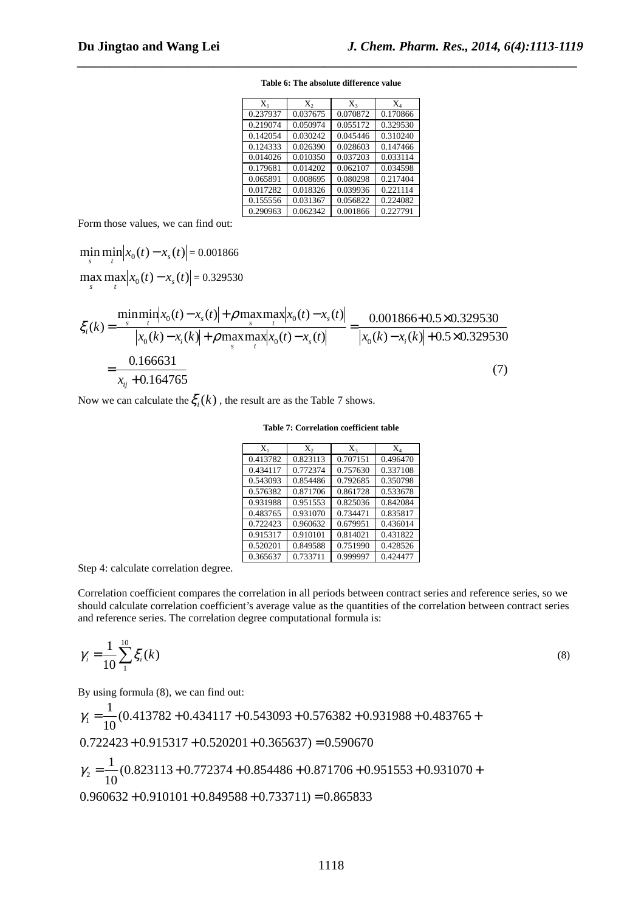**Table 6: The absolute difference value**

| $X_1$ | $X_2$ | $X_3$ | $X_4$ |
|---|---|---|---|
| 0.237937 | 0.037675 | 0.070872 | 0.170866 |
| 0.219074 | 0.050974 | 0.055172 | 0.329530 |
| 0.142054 | 0.030242 | 0.045446 | 0.310240 |
| 0.124333 | 0.026390 | 0.028603 | 0.147466 |
| 0.014026 | 0.010350 | 0.037203 | 0.033114 |
| 0.179681 | 0.014202 | 0.062107 | 0.034598 |
| 0.065891 | 0.008695 | 0.080298 | 0.217404 |
| 0.017282 | 0.018326 | 0.039936 | 0.221114 |
| 0.155556 | 0.031367 | 0.056822 | 0.224082 |
| 0.290963 | 0.062342 | 0.001866 | 0.227791 |

Form those values, we can find out:

$$\min_s \min_t |x_0(t) - x_s(t)| = 0.001866$$

$$\max_s \max_t |x_0(t) - x_s(t)| = 0.329530$$

$$\xi_i(k) = \frac{\min_s \min_t |x_0(t) - x_s(t)| + \rho \max_s \max_t |x_0(t) - x_s(t)|}{|x_0(k) - x_i(k)| + \rho \max_s \max_t |x_0(t) - x_s(t)|} = \frac{0.001866 + 0.5 \times 0.329530}{|x_0(k) - x_i(k)| + 0.5 \times 0.329530}$$

$$= \frac{0.166631}{x_{ij} + 0.164765} \tag{7}$$

Now we can calculate the $\xi_i(k)$ , the result are as the Table 7 shows.

**Table 7: Correlation coefficient table**

| $X_1$ | $X_2$ | $X_3$ | $X_4$ |
|---|---|---|---|
| 0.413782 | 0.823113 | 0.707151 | 0.496470 |
| 0.434117 | 0.772374 | 0.757630 | 0.337108 |
| 0.543093 | 0.854486 | 0.792685 | 0.350798 |
| 0.576382 | 0.871706 | 0.861728 | 0.533678 |
| 0.931988 | 0.951553 | 0.825036 | 0.842084 |
| 0.483765 | 0.931070 | 0.734471 | 0.835817 |
| 0.722423 | 0.960632 | 0.679951 | 0.436014 |
| 0.915317 | 0.910101 | 0.814021 | 0.431822 |
| 0.520201 | 0.849588 | 0.751990 | 0.428526 |
| 0.365637 | 0.733711 | 0.999997 | 0.424477 |

Step 4: calculate correlation degree.

Correlation coefficient compares the correlation in all periods between contract series and reference series, so we should calculate correlation coefficient's average value as the quantities of the correlation between contract series and reference series. The correlation degree computational formula is:

$$\gamma_i = \frac{1}{10} \sum_{1}^{10} \xi_i(k) \tag{8}$$

By using formula (8), we can find out:

$$\gamma_1 = \frac{1}{10}(0.413782 + 0.434117 + 0.543093 + 0.576382 + 0.931988 + 0.483765 +$$
$$0.722423 + 0.915317 + 0.520201 + 0.365637) = 0.590670$$

$$\gamma_2 = \frac{1}{10}(0.823113 + 0.772374 + 0.854486 + 0.871706 + 0.951553 + 0.931070 +$$
$$0.960632 + 0.910101 + 0.849588 + 0.733711) = 0.865833$$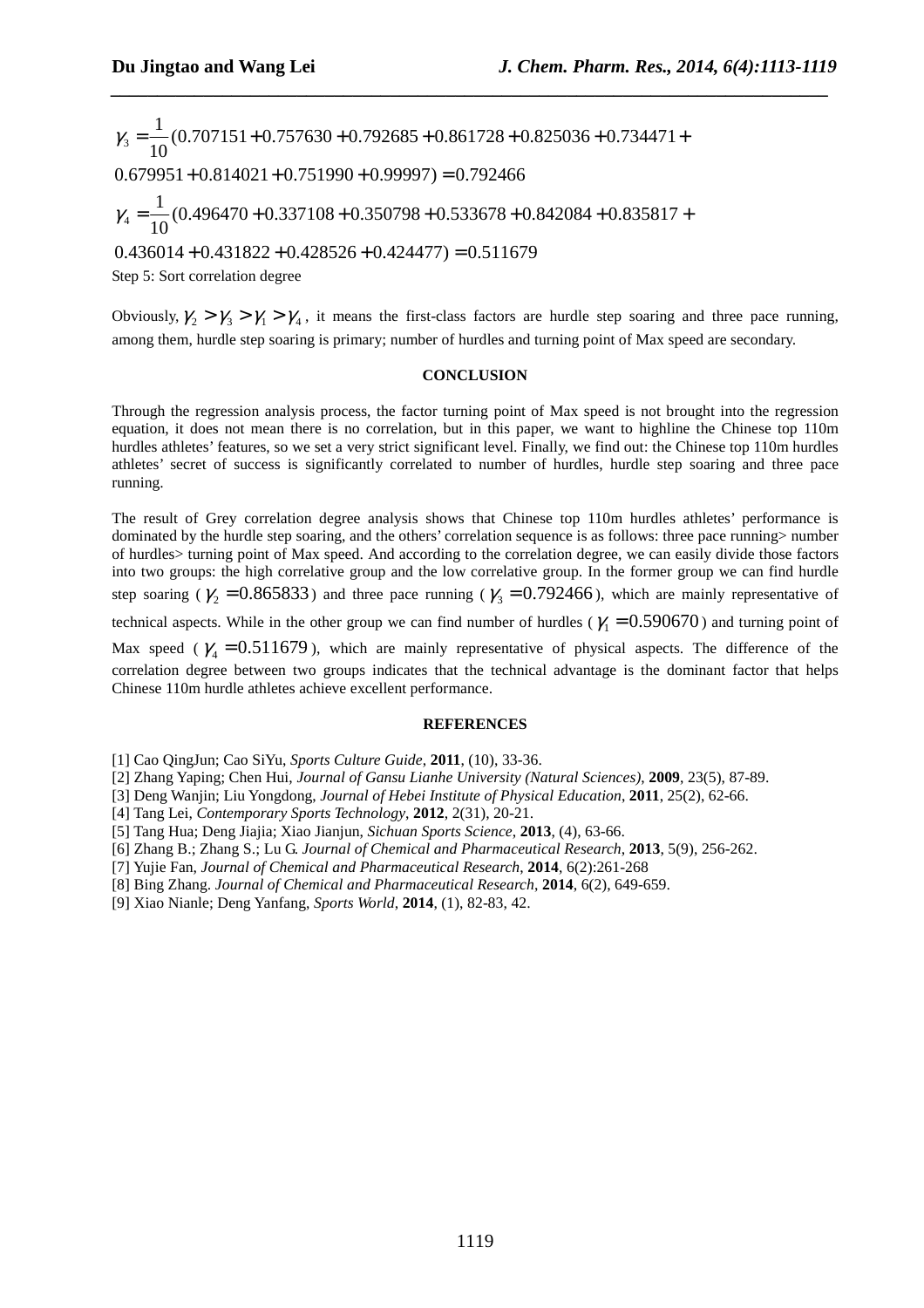$$\gamma_3 = \frac{1}{10}(0.707151 + 0.757630 + 0.792685 + 0.861728 + 0.825036 + 0.734471 +$$
$$0.679951 + 0.814021 + 0.751990 + 0.99997) = 0.792466$$

$$\gamma_4 = \frac{1}{10}(0.496470 + 0.337108 + 0.350798 + 0.533678 + 0.842084 + 0.835817 +$$
$$0.436014 + 0.431822 + 0.428526 + 0.424477) = 0.511679$$

Step 5: Sort correlation degree

Obviously, $\gamma_2 > \gamma_3 > \gamma_1 > \gamma_4$, it means the first-class factors are hurdle step soaring and three pace running, among them, hurdle step soaring is primary; number of hurdles and turning point of Max speed are secondary.

## CONCLUSION

Through the regression analysis process, the factor turning point of Max speed is not brought into the regression equation, it does not mean there is no correlation, but in this paper, we want to highline the Chinese top 110m hurdles athletes' features, so we set a very strict significant level. Finally, we find out: the Chinese top 110m hurdles athletes' secret of success is significantly correlated to number of hurdles, hurdle step soaring and three pace running.

The result of Grey correlation degree analysis shows that Chinese top 110m hurdles athletes' performance is dominated by the hurdle step soaring, and the others' correlation sequence is as follows: three pace running> number of hurdles> turning point of Max speed. And according to the correlation degree, we can easily divide those factors into two groups: the high correlative group and the low correlative group. In the former group we can find hurdle step soaring ($\gamma_2 = 0.865833$) and three pace running ($\gamma_3 = 0.792466$), which are mainly representative of technical aspects. While in the other group we can find number of hurdles ($\gamma_1 = 0.590670$) and turning point of Max speed ($\gamma_4 = 0.511679$), which are mainly representative of physical aspects. The difference of the correlation degree between two groups indicates that the technical advantage is the dominant factor that helps Chinese 110m hurdle athletes achieve excellent performance.

## REFERENCES

[1] Cao QingJun; Cao SiYu, *Sports Culture Guide*, **2011**, (10), 33-36.
[2] Zhang Yaping; Chen Hui, *Journal of Gansu Lianhe University (Natural Sciences)*, **2009**, 23(5), 87-89.
[3] Deng Wanjin; Liu Yongdong, *Journal of Hebei Institute of Physical Education*, **2011**, 25(2), 62-66.
[4] Tang Lei, *Contemporary Sports Technology*, **2012**, 2(31), 20-21.
[5] Tang Hua; Deng Jiajia; Xiao Jianjun, *Sichuan Sports Science*, **2013**, (4), 63-66.
[6] Zhang B.; Zhang S.; Lu G. *Journal of Chemical and Pharmaceutical Research*, **2013**, 5(9), 256-262.
[7] Yujie Fan, *Journal of Chemical and Pharmaceutical Research*, **2014**, 6(2):261-268
[8] Bing Zhang. *Journal of Chemical and Pharmaceutical Research*, **2014**, 6(2), 649-659.
[9] Xiao Nianle; Deng Yanfang, *Sports World*, **2014**, (1), 82-83, 42.